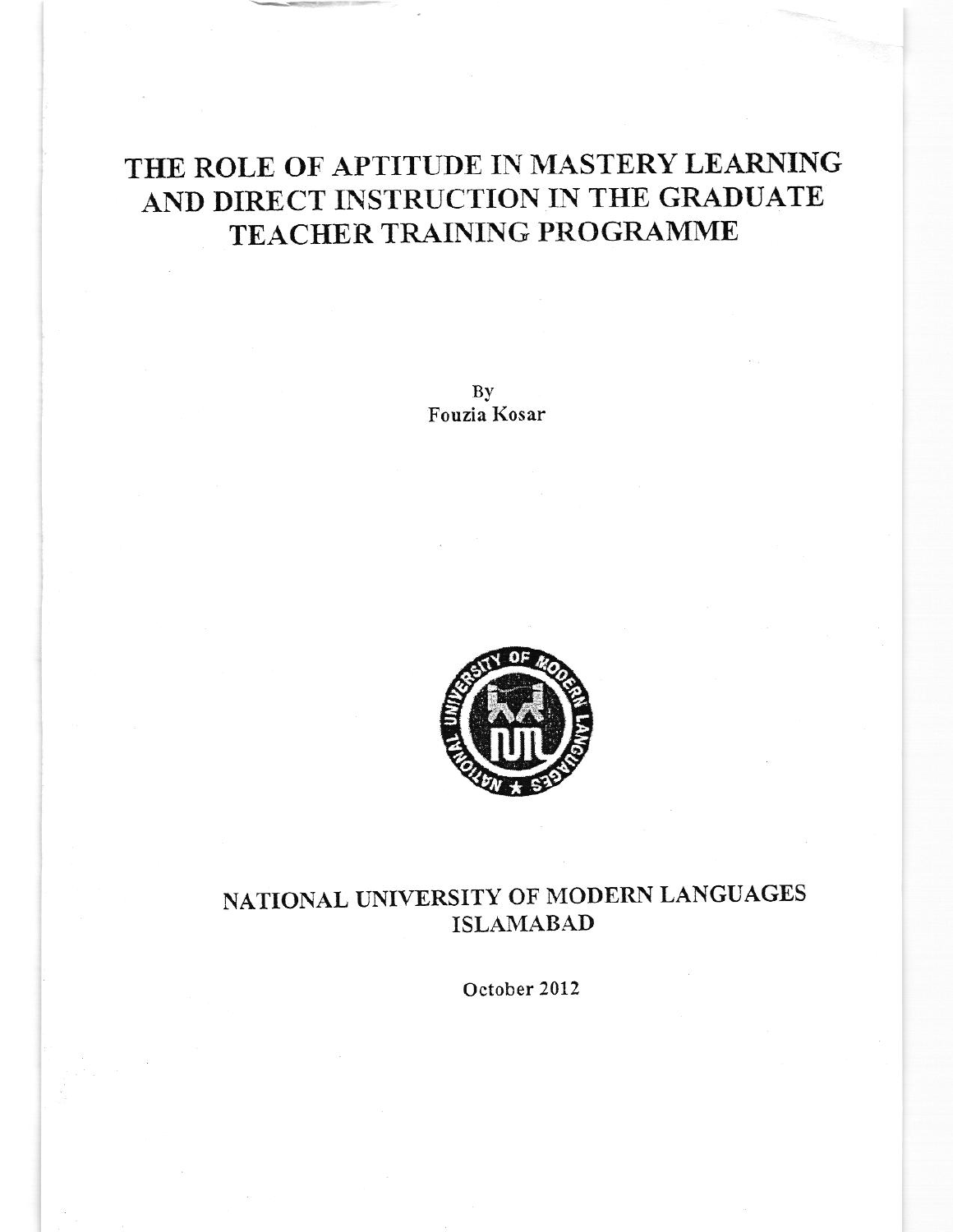# THE ROLE OF APTITUDE IN MASTERY LEARNING AND DIRECT INSTRUCTION IN THE GRADUATE TEACHER TRAINING PROGRAMME

By
Fouzia Kosar

NATIONAL UNIVERSITY OF MODERN LANGUAGES
ISLAMABAD

October 2012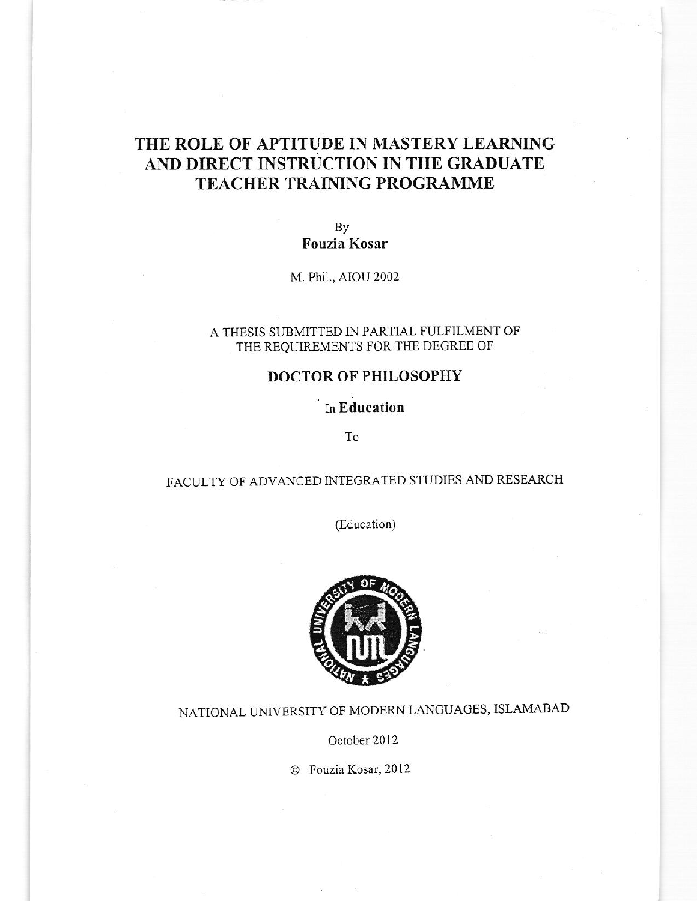# THE ROLE OF APTITUDE IN MASTERY LEARNING AND DIRECT INSTRUCTION IN THE GRADUATE TEACHER TRAINING PROGRAMME

By

**Fouzia Kosar**

M. Phil., AIOU 2002

A THESIS SUBMITTED IN PARTIAL FULFILMENT OF THE REQUIREMENTS FOR THE DEGREE OF

**DOCTOR OF PHILOSOPHY**

In **Education**

To

FACULTY OF ADVANCED INTEGRATED STUDIES AND RESEARCH

(Education)

NATIONAL UNIVERSITY OF MODERN LANGUAGES, ISLAMABAD

October 2012

© Fouzia Kosar, 2012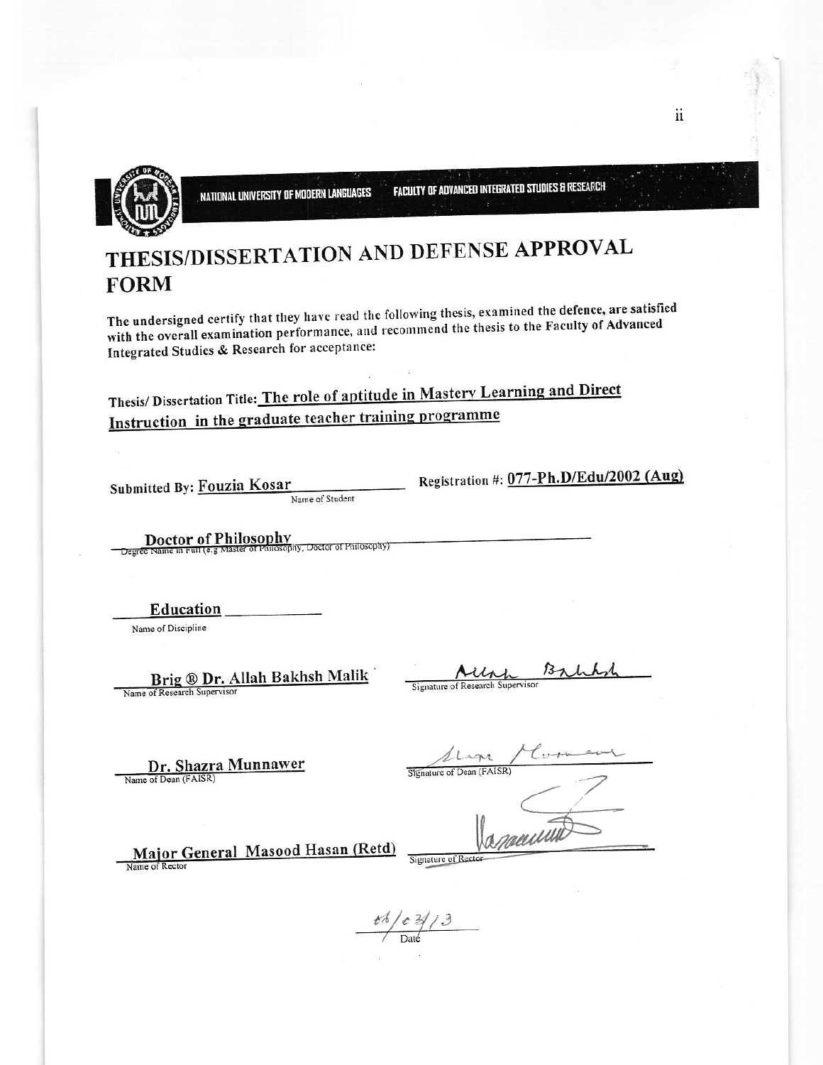NATIONAL UNIVERSITY OF MODERN LANGUAGES FACULTY OF ADVANCED INTEGRATED STUDIES & RESEARCH

# THESIS/DISSERTATION AND DEFENSE APPROVAL FORM

**The undersigned certify that they have read the following thesis, examined the defence, are satisfied with the overall examination performance, and recommend the thesis to the Faculty of Advanced Integrated Studies & Research for acceptance:**

Thesis/ Dissertation Title: **The role of aptitude in Mastery Learning and Direct Instruction in the graduate teacher training programme**

Submitted By: **Fouzia Kosar**
Name of Student

Registration #: **077-Ph.D/Edu/2002 (Aug)**

**Doctor of Philosophy**
Degree Name in Full (e.g Master of Philosophy, Doctor of Philosophy)

**Education**
Name of Discipline

**Brig ® Dr. Allah Bakhsh Malik**
Name of Research Supervisor

Allah Bakhsh
Signature of Research Supervisor

**Dr. Shazra Munnawer**
Name of Dean (FAISR)

Shazra Munnawer
Signature of Dean (FAISR)

**Major General Masood Hasan (Retd)**
Name of Rector

Signature of Rector

06/03/13
Date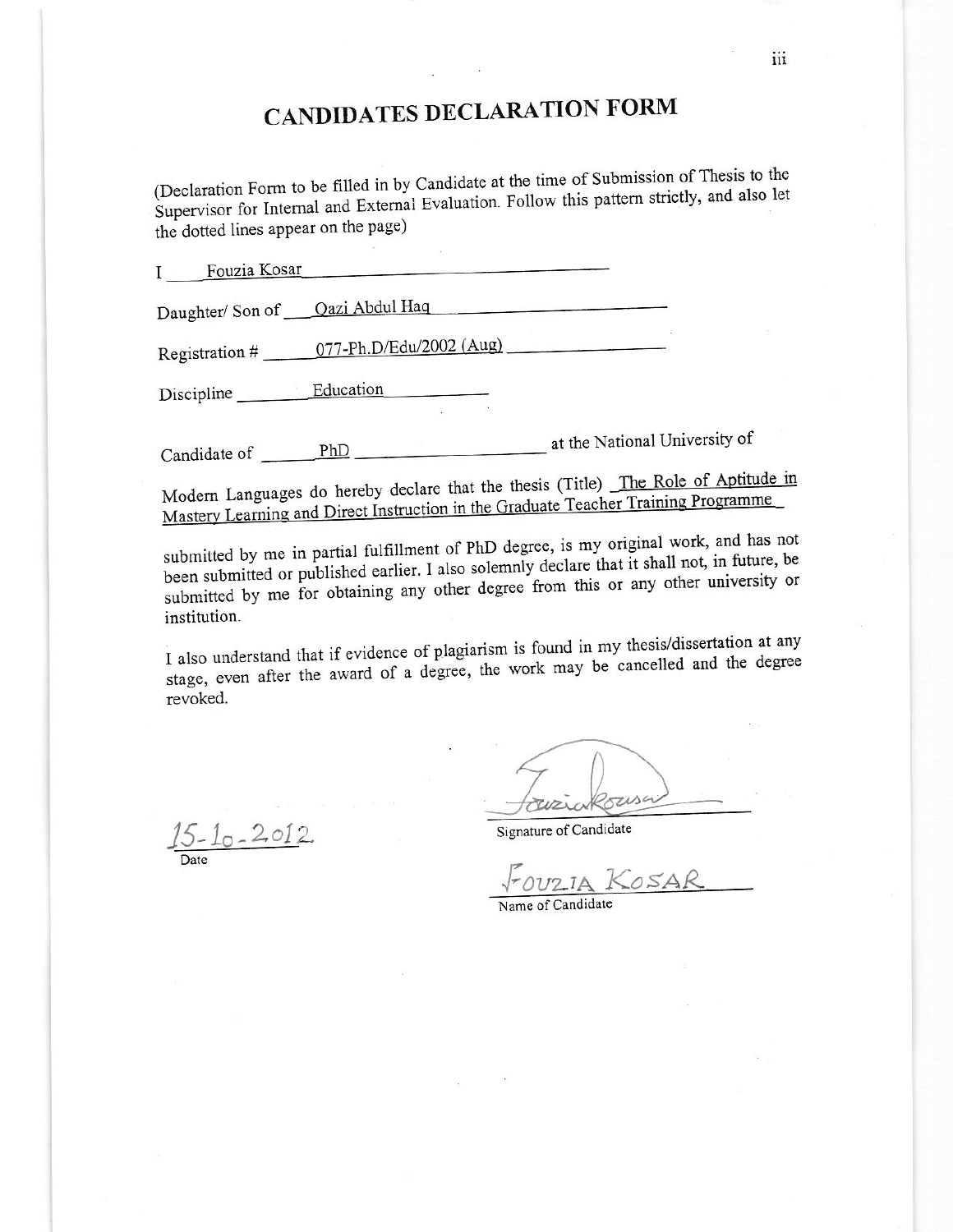# CANDIDATES DECLARATION FORM

(Declaration Form to be filled in by Candidate at the time of Submission of Thesis to the Supervisor for Internal and External Evaluation. Follow this pattern strictly, and also let the dotted lines appear on the page)

I Fouzia Kosar

Daughter/ Son of Qazi Abdul Haq

Registration # 077-Ph.D/Edu/2002 (Aug)

Discipline Education

Candidate of PhD at the National University of Modern Languages do hereby declare that the thesis (Title) The Role of Aptitude in Mastery Learning and Direct Instruction in the Graduate Teacher Training Programme

submitted by me in partial fulfillment of PhD degree, is my original work, and has not been submitted or published earlier. I also solemnly declare that it shall not, in future, be submitted by me for obtaining any other degree from this or any other university or institution.

I also understand that if evidence of plagiarism is found in my thesis/dissertation at any stage, even after the award of a degree, the work may be cancelled and the degree revoked.

15-10-2012
Date

Signature of Candidate

FOUZIA KOSAR
Name of Candidate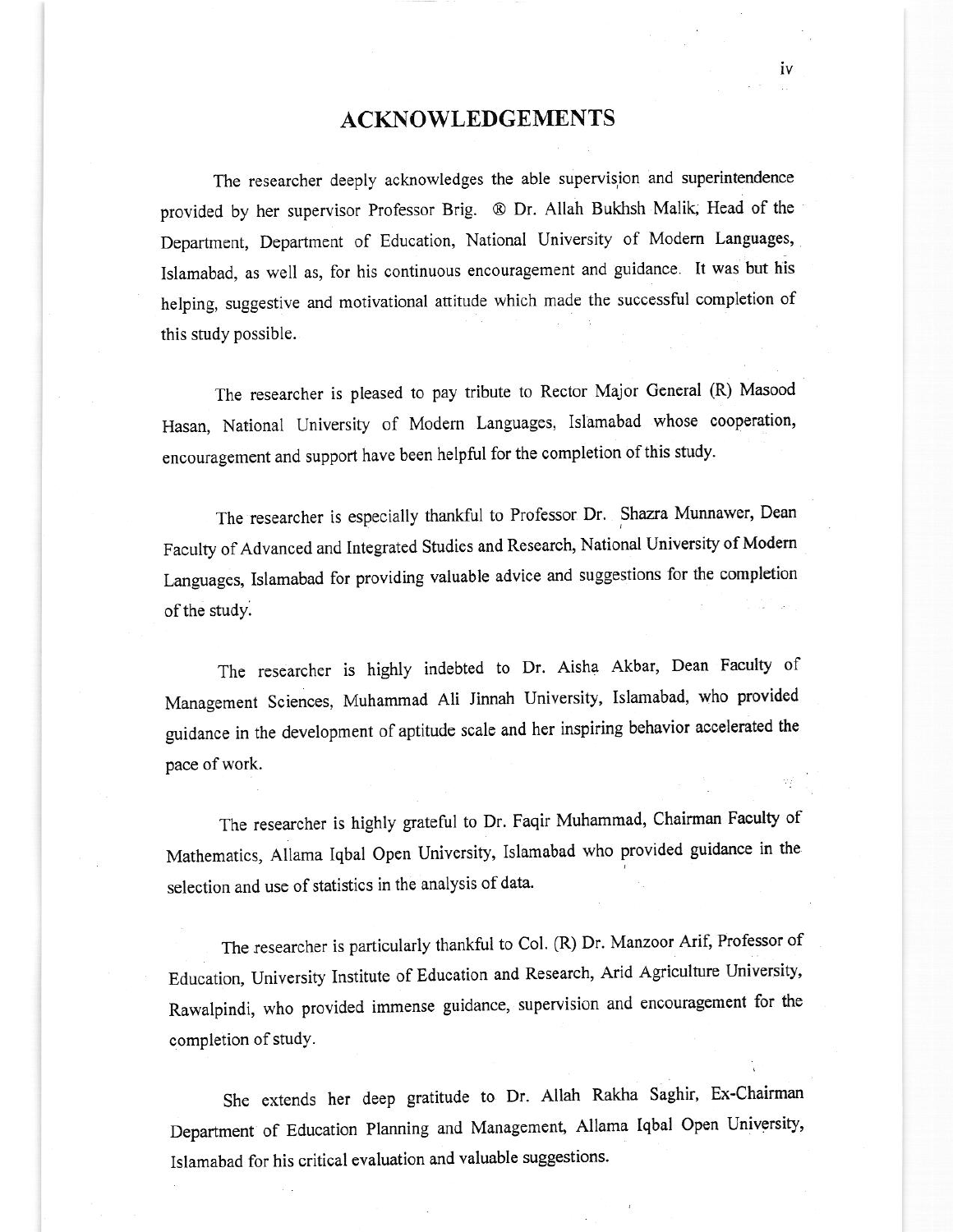# ACKNOWLEDGEMENTS

The researcher deeply acknowledges the able supervision and superintendence provided by her supervisor Professor Brig. ® Dr. Allah Bukhsh Malik, Head of the Department, Department of Education, National University of Modern Languages, Islamabad, as well as, for his continuous encouragement and guidance. It was but his helping, suggestive and motivational attitude which made the successful completion of this study possible.

The researcher is pleased to pay tribute to Rector Major General (R) Masood Hasan, National University of Modern Languages, Islamabad whose cooperation, encouragement and support have been helpful for the completion of this study.

The researcher is especially thankful to Professor Dr. Shazra Munnawer, Dean Faculty of Advanced and Integrated Studies and Research, National University of Modern Languages, Islamabad for providing valuable advice and suggestions for the completion of the study.

The researcher is highly indebted to Dr. Aisha Akbar, Dean Faculty of Management Sciences, Muhammad Ali Jinnah University, Islamabad, who provided guidance in the development of aptitude scale and her inspiring behavior accelerated the pace of work.

The researcher is highly grateful to Dr. Faqir Muhammad, Chairman Faculty of Mathematics, Allama Iqbal Open University, Islamabad who provided guidance in the selection and use of statistics in the analysis of data.

The researcher is particularly thankful to Col. (R) Dr. Manzoor Arif, Professor of Education, University Institute of Education and Research, Arid Agriculture University, Rawalpindi, who provided immense guidance, supervision and encouragement for the completion of study.

She extends her deep gratitude to Dr. Allah Rakha Saghir, Ex-Chairman Department of Education Planning and Management, Allama Iqbal Open University, Islamabad for his critical evaluation and valuable suggestions.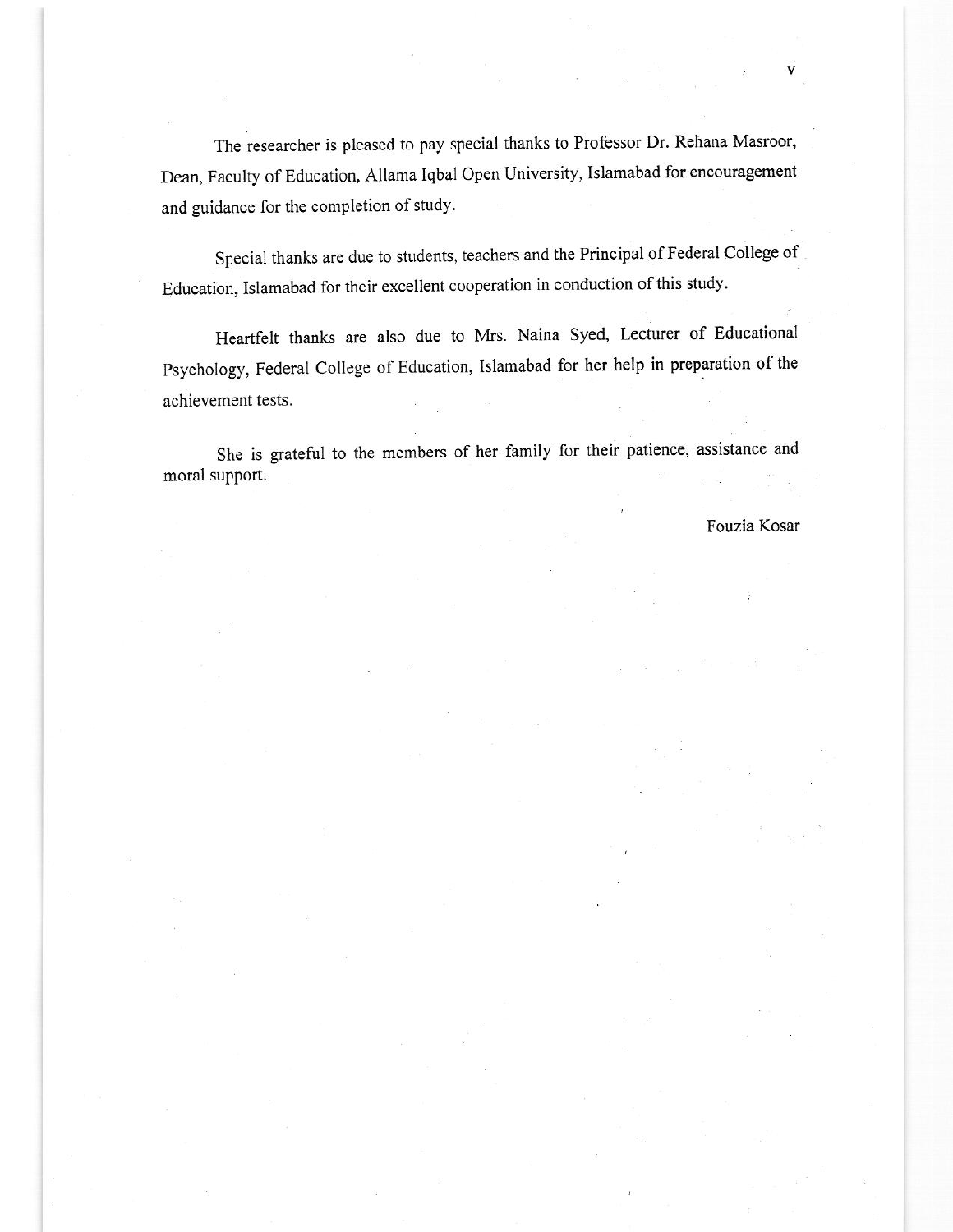The researcher is pleased to pay special thanks to Professor Dr. Rehana Masroor, Dean, Faculty of Education, Allama Iqbal Open University, Islamabad for encouragement and guidance for the completion of study.

Special thanks are due to students, teachers and the Principal of Federal College of Education, Islamabad for their excellent cooperation in conduction of this study.

Heartfelt thanks are also due to Mrs. Naina Syed, Lecturer of Educational Psychology, Federal College of Education, Islamabad for her help in preparation of the achievement tests.

She is grateful to the members of her family for their patience, assistance and moral support.

Fouzia Kosar